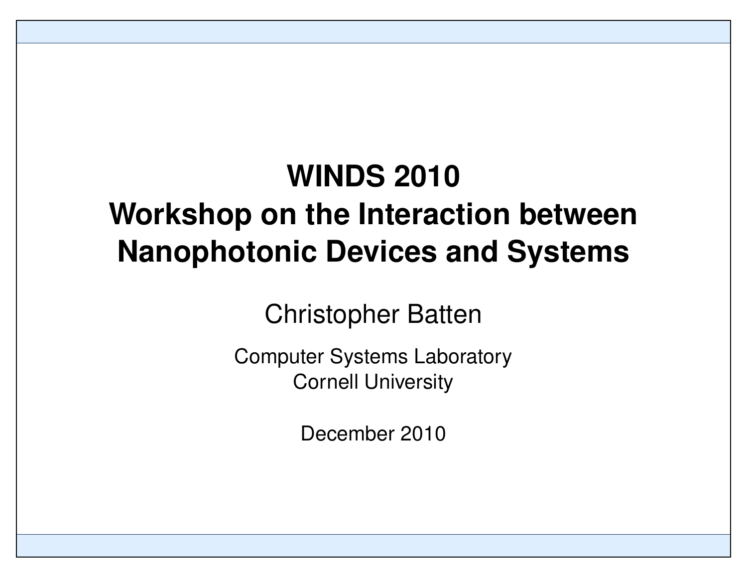# WINDS 2010
# Workshop on the Interaction between Nanophotonic Devices and Systems

Christopher Batten

Computer Systems Laboratory
Cornell University

December 2010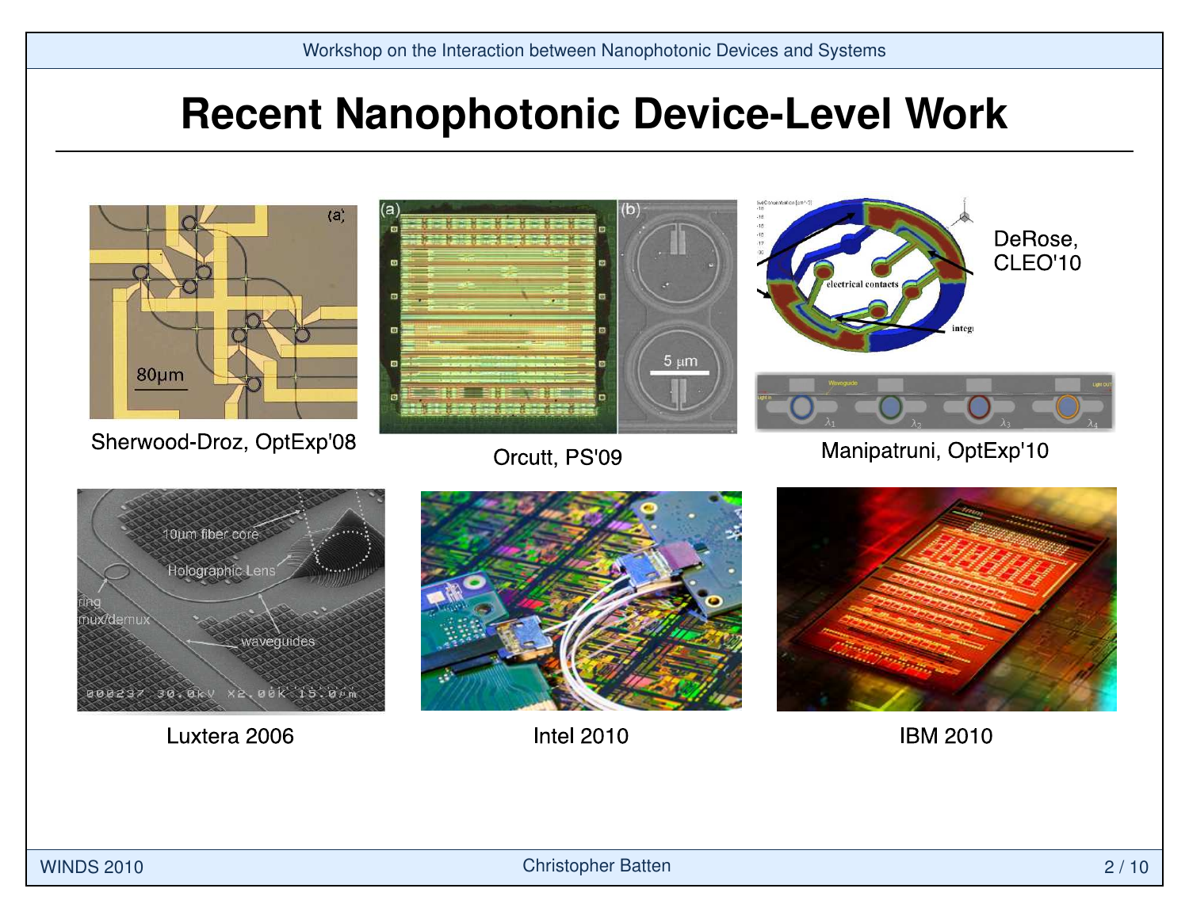# Recent Nanophotonic Device-Level Work

Sherwood-Droz, OptExp'08

Orcutt, PS'09

DeRose, CLEO'10

Manipatruni, OptExp'10

Luxtera 2006

Intel 2010

IBM 2010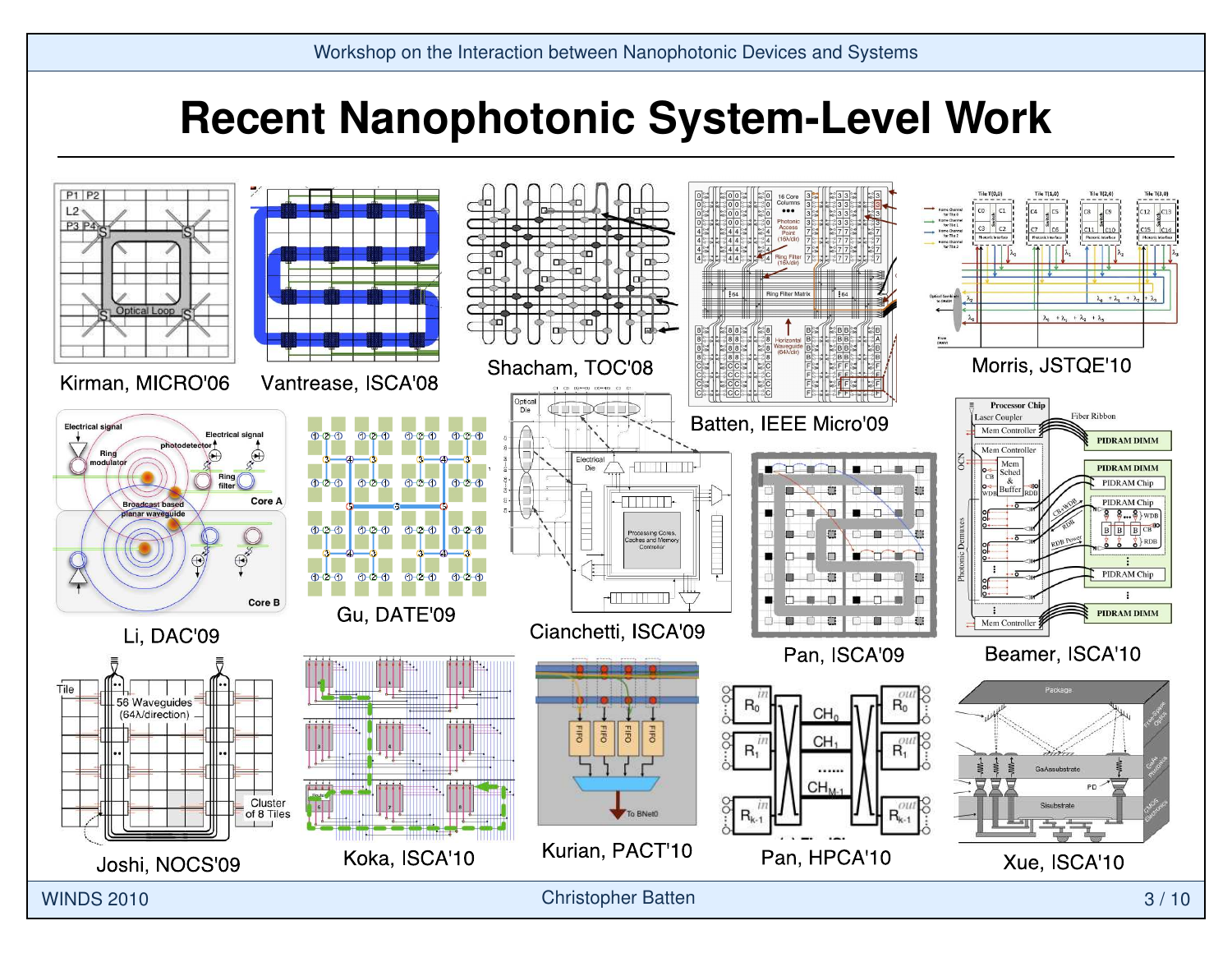# Recent Nanophotonic System-Level Work

Kirman, MICRO'06

Vantrease, ISCA'08

Shacham, TOC'08

Batten, IEEE Micro'09

Morris, JSTQE'10

Li, DAC'09

Gu, DATE'09

Cianchetti, ISCA'09

Pan, ISCA'09

Beamer, ISCA'10

Joshi, NOCS'09

Koka, ISCA'10

Kurian, PACT'10

Pan, HPCA'10

Xue, ISCA'10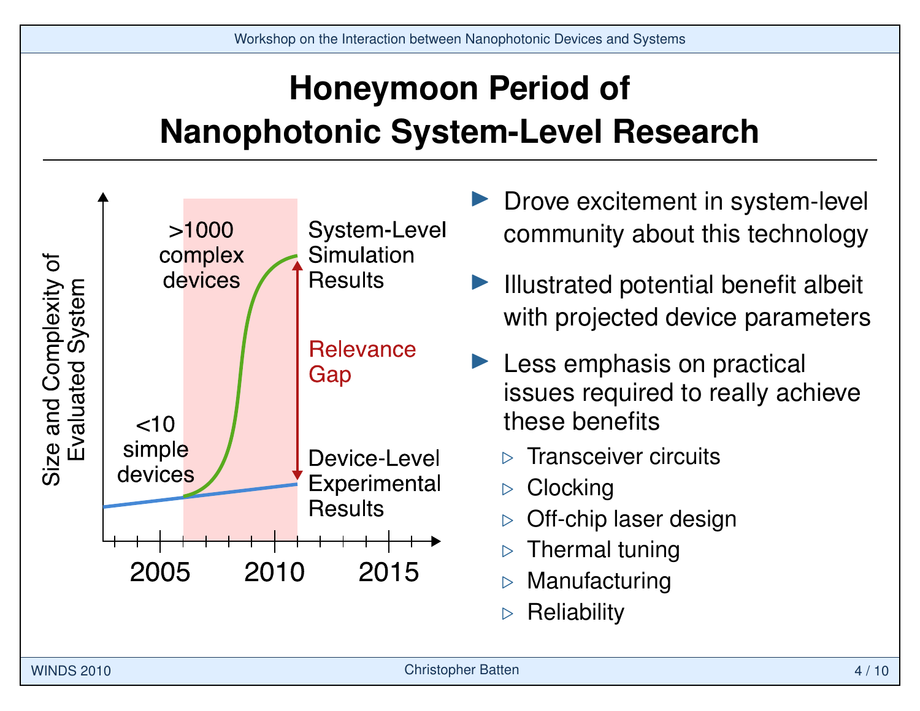# Honeymoon Period of Nanophotonic System-Level Research

Size and Complexity of Evaluated System

>1000 complex devices

<10 simple devices

System-Level Simulation Results

Relevance Gap

Device-Level Experimental Results

2005 2010 2015

- Drove excitement in system-level community about this technology
- Illustrated potential benefit albeit with projected device parameters
- Less emphasis on practical issues required to really achieve these benefits
  - Transceiver circuits
  - Clocking
  - Off-chip laser design
  - Thermal tuning
  - Manufacturing
  - Reliability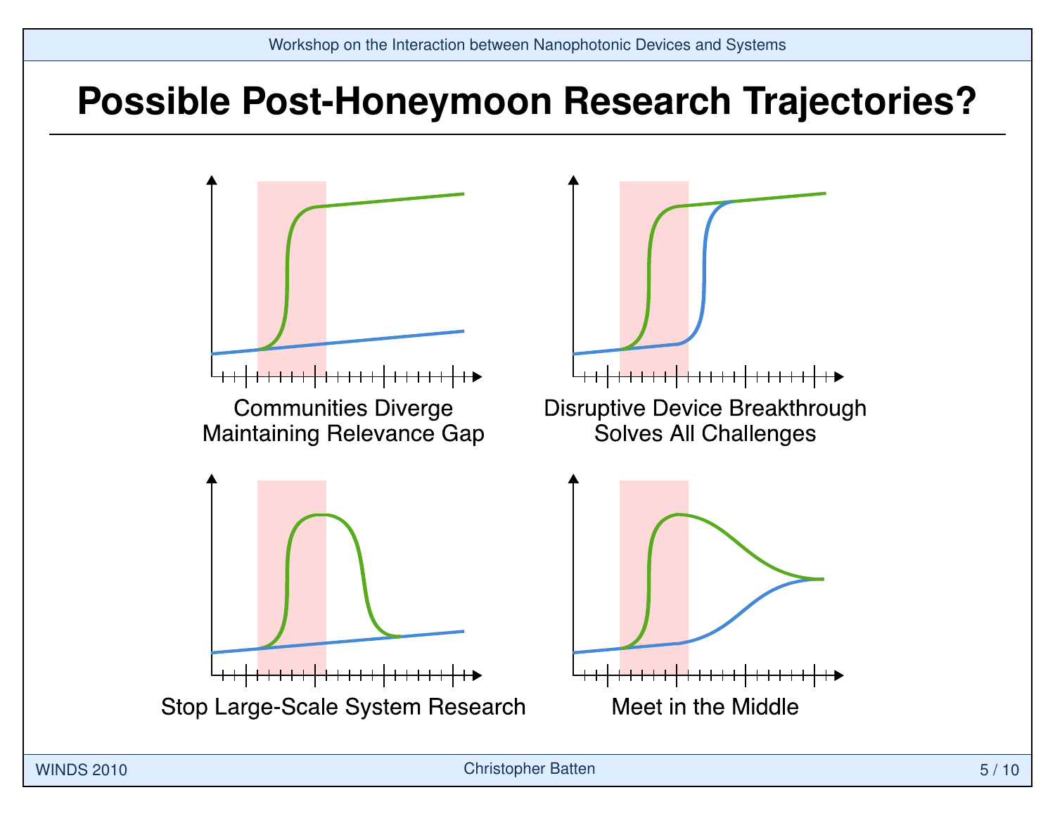# Possible Post-Honeymoon Research Trajectories?

Communities Diverge Maintaining Relevance Gap

Disruptive Device Breakthrough Solves All Challenges

Stop Large-Scale System Research

Meet in the Middle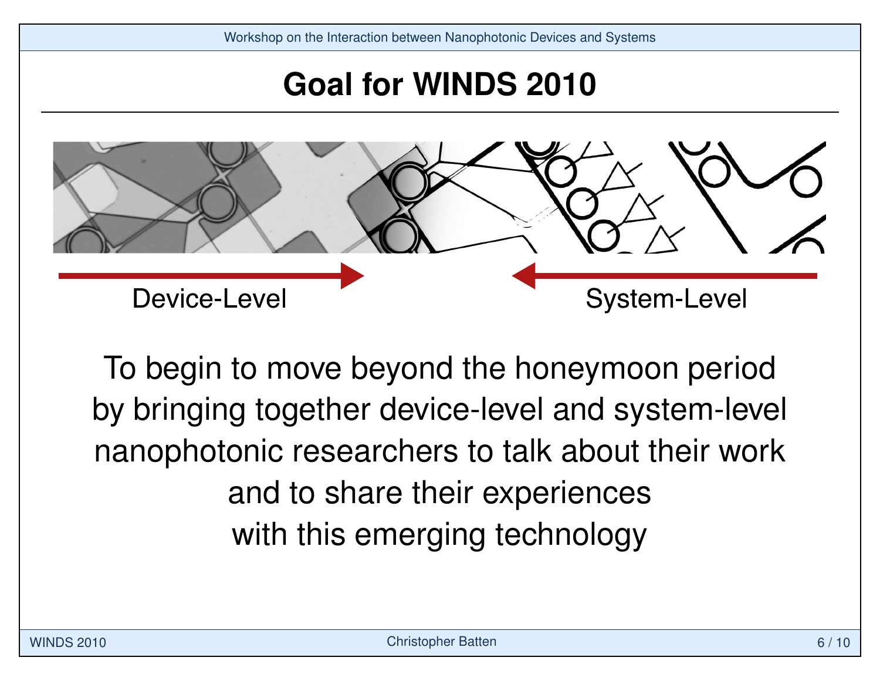# Goal for WINDS 2010

Device-Level → ← System-Level

To begin to move beyond the honeymoon period by bringing together device-level and system-level nanophotonic researchers to talk about their work and to share their experiences with this emerging technology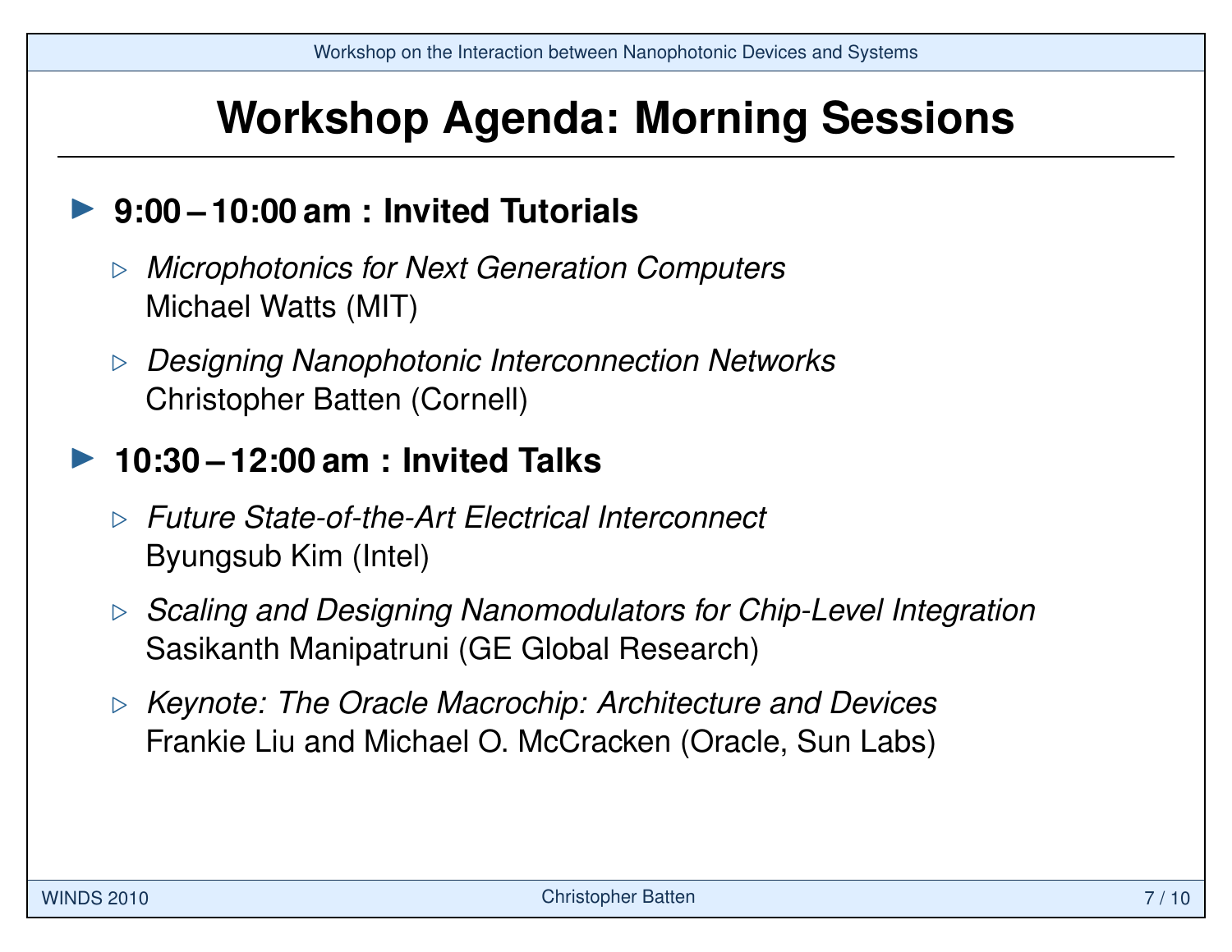# Workshop Agenda: Morning Sessions

- **9:00 – 10:00 am : Invited Tutorials**
  - *Microphotonics for Next Generation Computers*
    Michael Watts (MIT)
  - *Designing Nanophotonic Interconnection Networks*
    Christopher Batten (Cornell)
- **10:30 – 12:00 am : Invited Talks**
  - *Future State-of-the-Art Electrical Interconnect*
    Byungsub Kim (Intel)
  - *Scaling and Designing Nanomodulators for Chip-Level Integration*
    Sasikanth Manipatruni (GE Global Research)
  - *Keynote: The Oracle Macrochip: Architecture and Devices*
    Frankie Liu and Michael O. McCracken (Oracle, Sun Labs)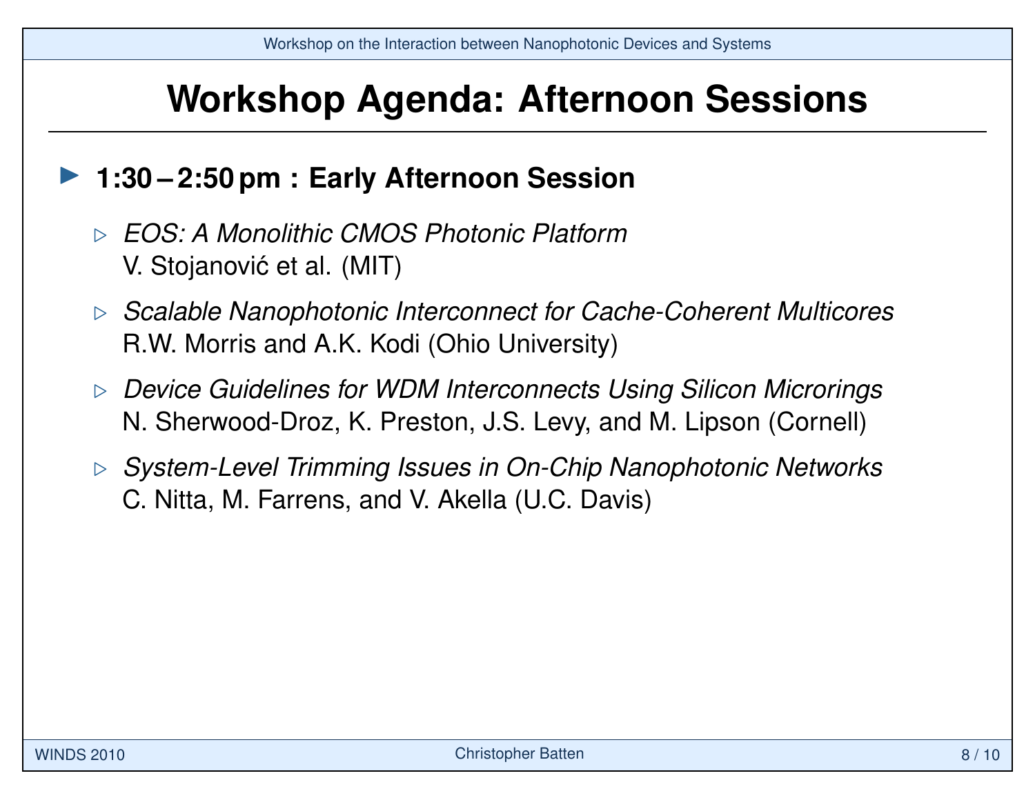# Workshop Agenda: Afternoon Sessions

- **1:30 – 2:50 pm : Early Afternoon Session**
  - *EOS: A Monolithic CMOS Photonic Platform*
    V. Stojanović et al. (MIT)
  - *Scalable Nanophotonic Interconnect for Cache-Coherent Multicores*
    R.W. Morris and A.K. Kodi (Ohio University)
  - *Device Guidelines for WDM Interconnects Using Silicon Microrings*
    N. Sherwood-Droz, K. Preston, J.S. Levy, and M. Lipson (Cornell)
  - *System-Level Trimming Issues in On-Chip Nanophotonic Networks*
    C. Nitta, M. Farrens, and V. Akella (U.C. Davis)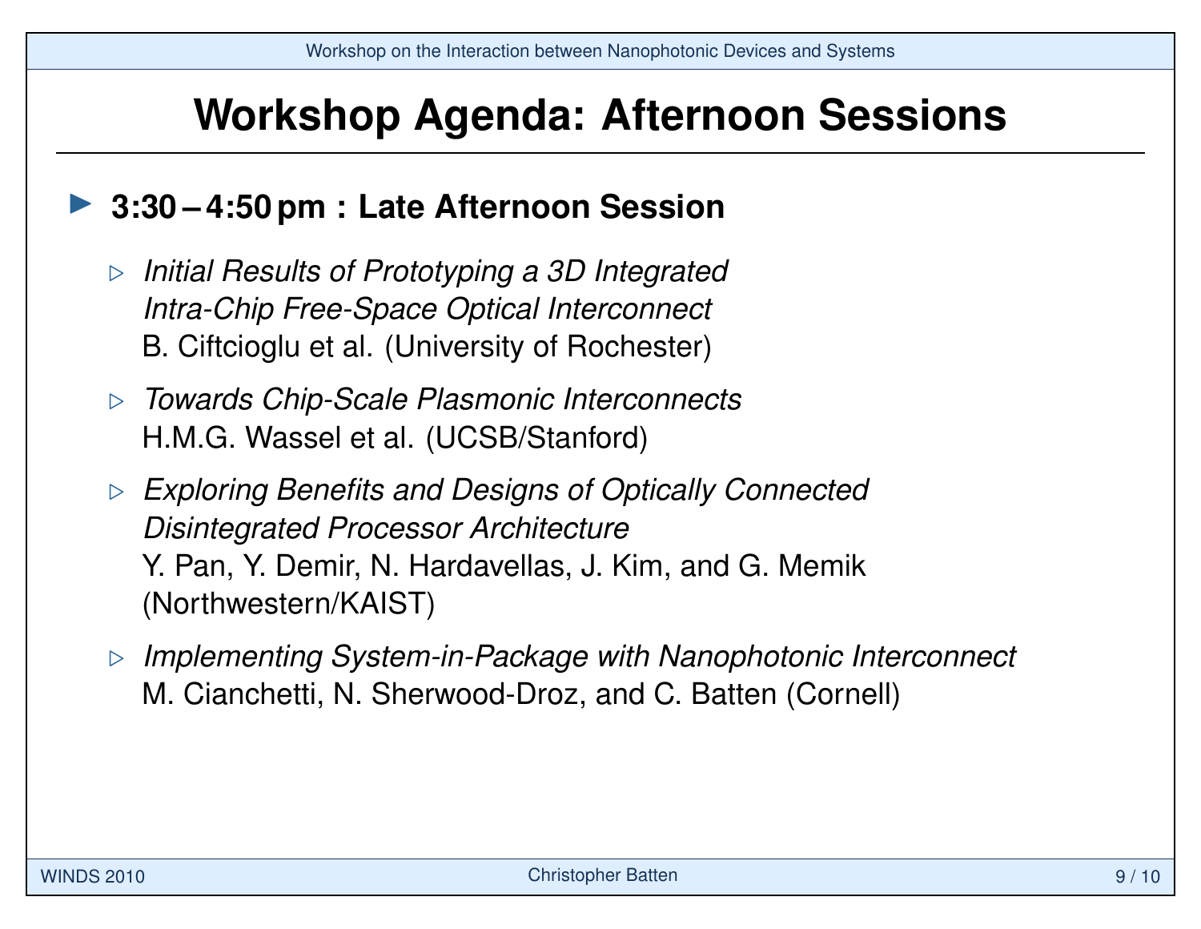# Workshop Agenda: Afternoon Sessions

- **3:30 – 4:50 pm : Late Afternoon Session**
  - *Initial Results of Prototyping a 3D Integrated Intra-Chip Free-Space Optical Interconnect*
    B. Ciftcioglu et al. (University of Rochester)
  - *Towards Chip-Scale Plasmonic Interconnects*
    H.M.G. Wassel et al. (UCSB/Stanford)
  - *Exploring Benefits and Designs of Optically Connected Disintegrated Processor Architecture*
    Y. Pan, Y. Demir, N. Hardavellas, J. Kim, and G. Memik (Northwestern/KAIST)
  - *Implementing System-in-Package with Nanophotonic Interconnect*
    M. Cianchetti, N. Sherwood-Droz, and C. Batten (Cornell)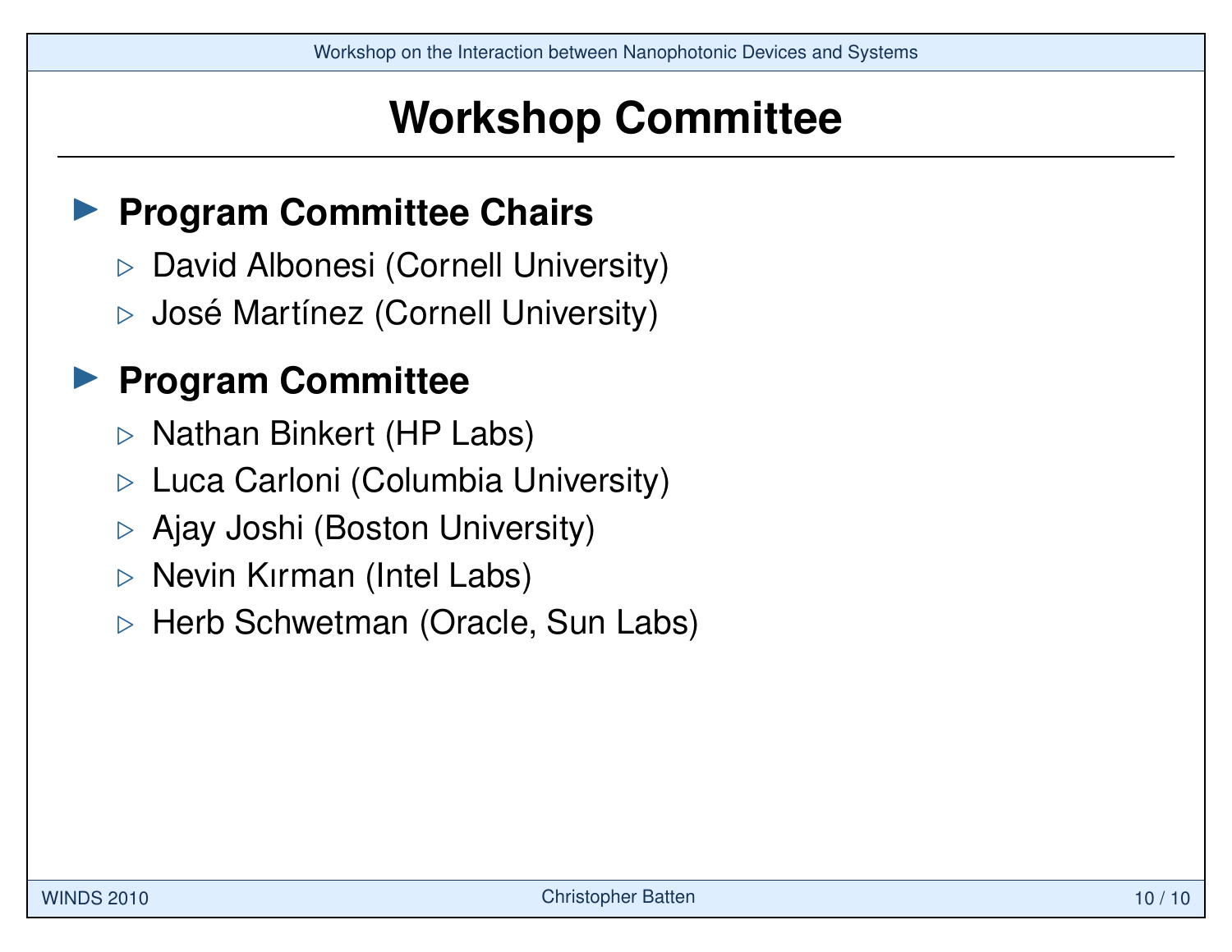# Workshop Committee

- **Program Committee Chairs**
  - David Albonesi (Cornell University)
  - José Martínez (Cornell University)
- **Program Committee**
  - Nathan Binkert (HP Labs)
  - Luca Carloni (Columbia University)
  - Ajay Joshi (Boston University)
  - Nevin Kırman (Intel Labs)
  - Herb Schwetman (Oracle, Sun Labs)